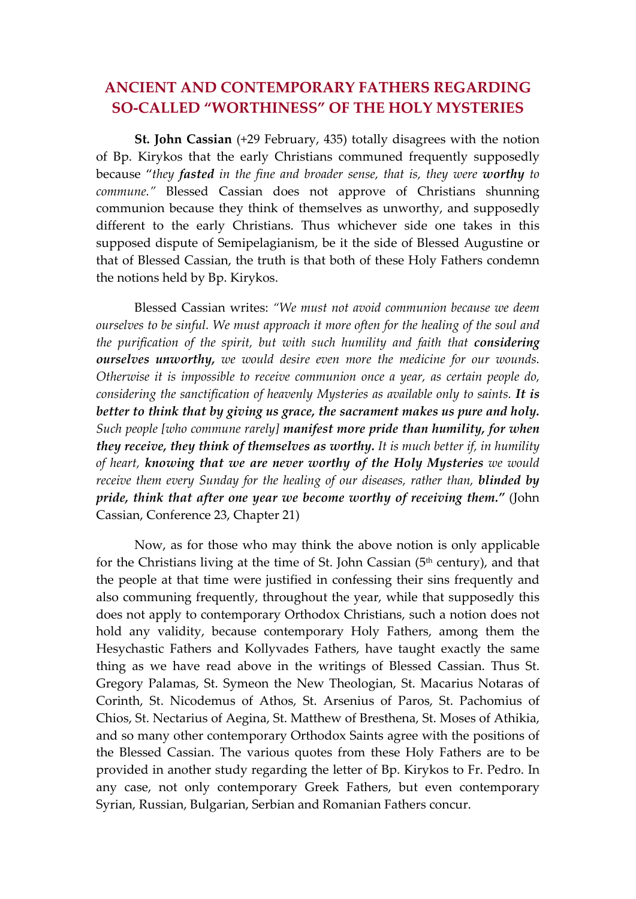# ANCIENT AND CONTEMPORARY FATHERS REGARDING SO-CALLED "WORTHINESS" OF THE HOLY MYSTERIES

**St. John Cassian** (+29 February, 435) totally disagrees with the notion of Bp. Kirykos that the early Christians communed frequently supposedly because "*they* ***fasted*** *in the fine and broader sense, that is, they were* ***worthy*** *to commune."* Blessed Cassian does not approve of Christians shunning communion because they think of themselves as unworthy, and supposedly different to the early Christians. Thus whichever side one takes in this supposed dispute of Semipelagianism, be it the side of Blessed Augustine or that of Blessed Cassian, the truth is that both of these Holy Fathers condemn the notions held by Bp. Kirykos.

Blessed Cassian writes: *"We must not avoid communion because we deem ourselves to be sinful. We must approach it more often for the healing of the soul and the purification of the spirit, but with such humility and faith that* ***considering ourselves unworthy,*** *we would desire even more the medicine for our wounds. Otherwise it is impossible to receive communion once a year, as certain people do, considering the sanctification of heavenly Mysteries as available only to saints.* ***It is better to think that by giving us grace, the sacrament makes us pure and holy.*** *Such people [who commune rarely]* ***manifest more pride than humility, for when they receive, they think of themselves as worthy.*** *It is much better if, in humility of heart,* ***knowing that we are never worthy of the Holy Mysteries*** *we would receive them every Sunday for the healing of our diseases, rather than,* ***blinded by pride, think that after one year we become worthy of receiving them."*** (John Cassian, Conference 23, Chapter 21)

Now, as for those who may think the above notion is only applicable for the Christians living at the time of St. John Cassian (5th century), and that the people at that time were justified in confessing their sins frequently and also communing frequently, throughout the year, while that supposedly this does not apply to contemporary Orthodox Christians, such a notion does not hold any validity, because contemporary Holy Fathers, among them the Hesychastic Fathers and Kollyvades Fathers, have taught exactly the same thing as we have read above in the writings of Blessed Cassian. Thus St. Gregory Palamas, St. Symeon the New Theologian, St. Macarius Notaras of Corinth, St. Nicodemus of Athos, St. Arsenius of Paros, St. Pachomius of Chios, St. Nectarius of Aegina, St. Matthew of Bresthena, St. Moses of Athikia, and so many other contemporary Orthodox Saints agree with the positions of the Blessed Cassian. The various quotes from these Holy Fathers are to be provided in another study regarding the letter of Bp. Kirykos to Fr. Pedro. In any case, not only contemporary Greek Fathers, but even contemporary Syrian, Russian, Bulgarian, Serbian and Romanian Fathers concur.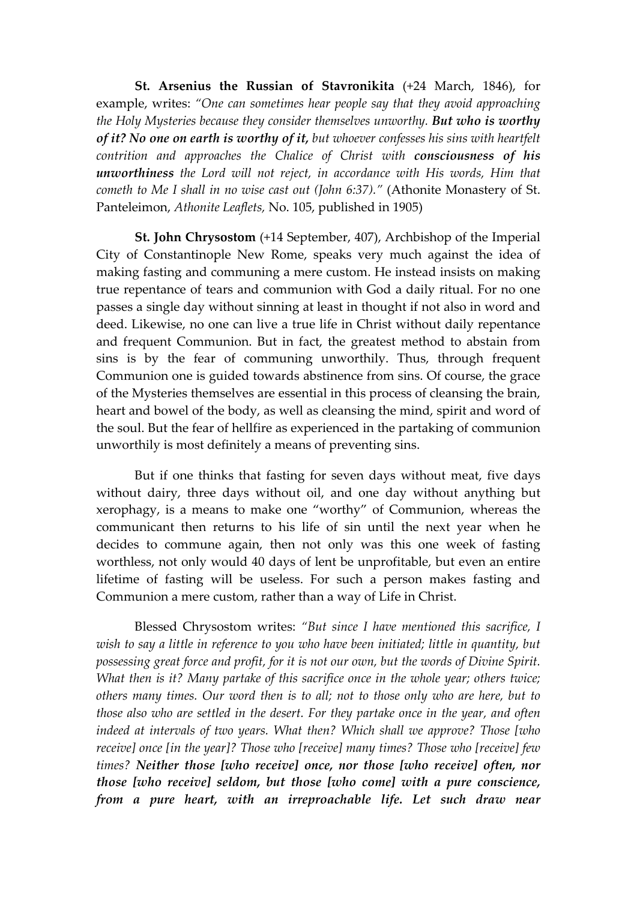**St. Arsenius the Russian of Stavronikita** (+24 March, 1846), for example, writes: *"One can sometimes hear people say that they avoid approaching the Holy Mysteries because they consider themselves unworthy.* ***But who is worthy of it? No one on earth is worthy of it,*** *but whoever confesses his sins with heartfelt contrition and approaches the Chalice of Christ with* ***consciousness of his unworthiness*** *the Lord will not reject, in accordance with His words, Him that cometh to Me I shall in no wise cast out (John 6:37)."* (Athonite Monastery of St. Panteleimon, *Athonite Leaflets,* No. 105, published in 1905)

**St. John Chrysostom** (+14 September, 407), Archbishop of the Imperial City of Constantinople New Rome, speaks very much against the idea of making fasting and communing a mere custom. He instead insists on making true repentance of tears and communion with God a daily ritual. For no one passes a single day without sinning at least in thought if not also in word and deed. Likewise, no one can live a true life in Christ without daily repentance and frequent Communion. But in fact, the greatest method to abstain from sins is by the fear of communing unworthily. Thus, through frequent Communion one is guided towards abstinence from sins. Of course, the grace of the Mysteries themselves are essential in this process of cleansing the brain, heart and bowel of the body, as well as cleansing the mind, spirit and word of the soul. But the fear of hellfire as experienced in the partaking of communion unworthily is most definitely a means of preventing sins.

But if one thinks that fasting for seven days without meat, five days without dairy, three days without oil, and one day without anything but xerophagy, is a means to make one "worthy" of Communion, whereas the communicant then returns to his life of sin until the next year when he decides to commune again, then not only was this one week of fasting worthless, not only would 40 days of lent be unprofitable, but even an entire lifetime of fasting will be useless. For such a person makes fasting and Communion a mere custom, rather than a way of Life in Christ.

Blessed Chrysostom writes: *"But since I have mentioned this sacrifice, I wish to say a little in reference to you who have been initiated; little in quantity, but possessing great force and profit, for it is not our own, but the words of Divine Spirit. What then is it? Many partake of this sacrifice once in the whole year; others twice; others many times. Our word then is to all; not to those only who are here, but to those also who are settled in the desert. For they partake once in the year, and often indeed at intervals of two years. What then? Which shall we approve? Those [who receive] once [in the year]? Those who [receive] many times? Those who [receive] few times?* ***Neither those [who receive] once, nor those [who receive] often, nor those [who receive] seldom, but those [who come] with a pure conscience, from a pure heart, with an irreproachable life. Let such draw near***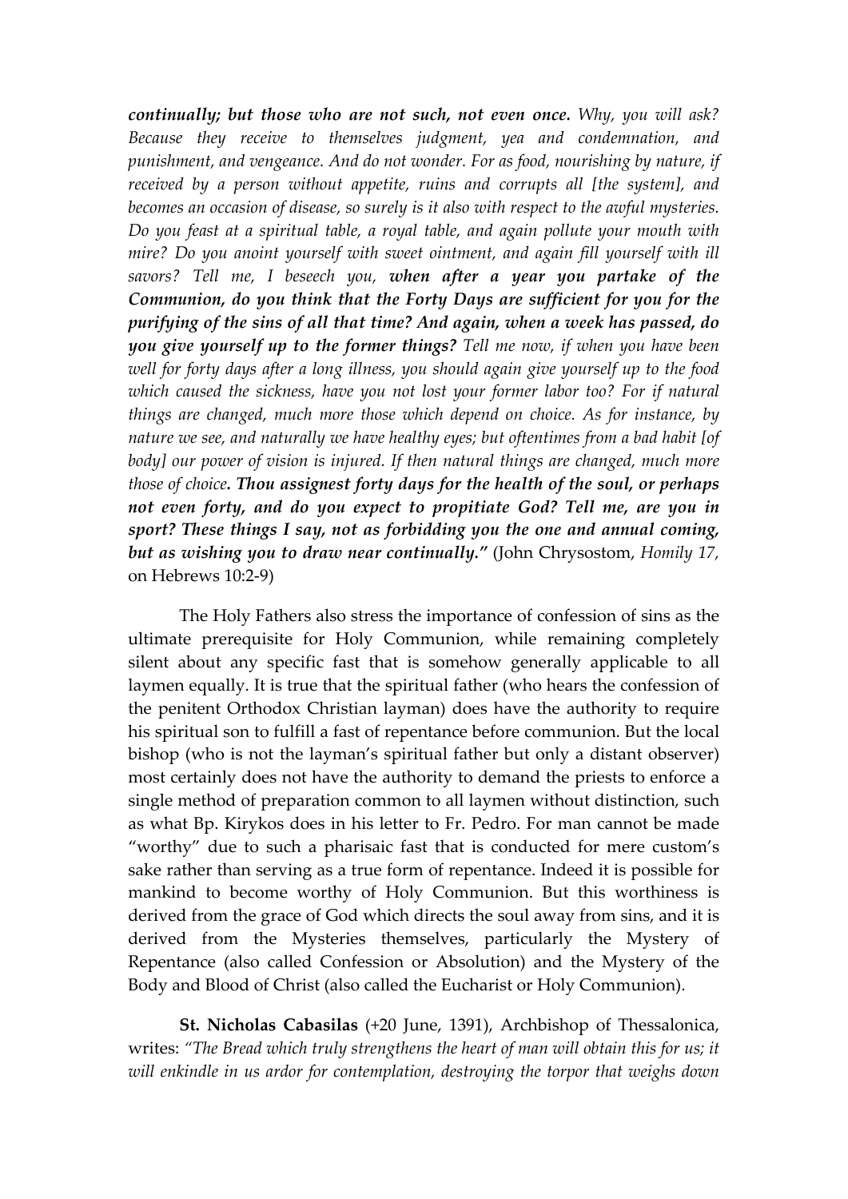*__continually; but those who are not such, not even once.__ Why, you will ask? Because they receive to themselves judgment, yea and condemnation, and punishment, and vengeance. And do not wonder. For as food, nourishing by nature, if received by a person without appetite, ruins and corrupts all [the system], and becomes an occasion of disease, so surely is it also with respect to the awful mysteries. Do you feast at a spiritual table, a royal table, and again pollute your mouth with mire? Do you anoint yourself with sweet ointment, and again fill yourself with ill savors? Tell me, I beseech you, __when after a year you partake of the Communion, do you think that the Forty Days are sufficient for you for the purifying of the sins of all that time? And again, when a week has passed, do you give yourself up to the former things?__ Tell me now, if when you have been well for forty days after a long illness, you should again give yourself up to the food which caused the sickness, have you not lost your former labor too? For if natural things are changed, much more those which depend on choice. As for instance, by nature we see, and naturally we have healthy eyes; but oftentimes from a bad habit [of body] our power of vision is injured. If then natural things are changed, much more those of choice. __Thou assignest forty days for the health of the soul, or perhaps not even forty, and do you expect to propitiate God? Tell me, are you in sport? These things I say, not as forbidding you the one and annual coming, but as wishing you to draw near continually."__* (John Chrysostom, *Homily 17,* on Hebrews 10:2-9)

The Holy Fathers also stress the importance of confession of sins as the ultimate prerequisite for Holy Communion, while remaining completely silent about any specific fast that is somehow generally applicable to all laymen equally. It is true that the spiritual father (who hears the confession of the penitent Orthodox Christian layman) does have the authority to require his spiritual son to fulfill a fast of repentance before communion. But the local bishop (who is not the layman's spiritual father but only a distant observer) most certainly does not have the authority to demand the priests to enforce a single method of preparation common to all laymen without distinction, such as what Bp. Kirykos does in his letter to Fr. Pedro. For man cannot be made "worthy" due to such a pharisaic fast that is conducted for mere custom's sake rather than serving as a true form of repentance. Indeed it is possible for mankind to become worthy of Holy Communion. But this worthiness is derived from the grace of God which directs the soul away from sins, and it is derived from the Mysteries themselves, particularly the Mystery of Repentance (also called Confession or Absolution) and the Mystery of the Body and Blood of Christ (also called the Eucharist or Holy Communion).

**St. Nicholas Cabasilas** (+20 June, 1391), Archbishop of Thessalonica, writes: *"The Bread which truly strengthens the heart of man will obtain this for us; it will enkindle in us ardor for contemplation, destroying the torpor that weighs down*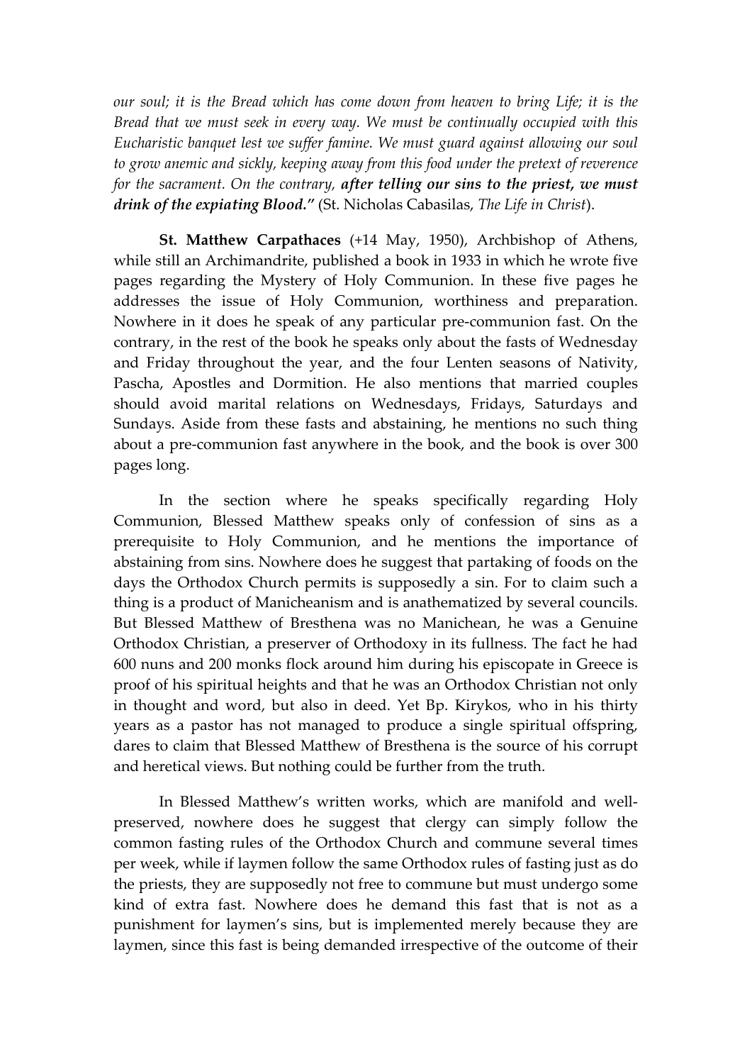*our soul; it is the Bread which has come down from heaven to bring Life; it is the Bread that we must seek in every way. We must be continually occupied with this Eucharistic banquet lest we suffer famine. We must guard against allowing our soul to grow anemic and sickly, keeping away from this food under the pretext of reverence for the sacrament. On the contrary,* ***after telling our sins to the priest, we must drink of the expiating Blood."*** (St. Nicholas Cabasilas, *The Life in Christ*).

**St. Matthew Carpathaces** (+14 May, 1950), Archbishop of Athens, while still an Archimandrite, published a book in 1933 in which he wrote five pages regarding the Mystery of Holy Communion. In these five pages he addresses the issue of Holy Communion, worthiness and preparation. Nowhere in it does he speak of any particular pre-communion fast. On the contrary, in the rest of the book he speaks only about the fasts of Wednesday and Friday throughout the year, and the four Lenten seasons of Nativity, Pascha, Apostles and Dormition. He also mentions that married couples should avoid marital relations on Wednesdays, Fridays, Saturdays and Sundays. Aside from these fasts and abstaining, he mentions no such thing about a pre-communion fast anywhere in the book, and the book is over 300 pages long.

In the section where he speaks specifically regarding Holy Communion, Blessed Matthew speaks only of confession of sins as a prerequisite to Holy Communion, and he mentions the importance of abstaining from sins. Nowhere does he suggest that partaking of foods on the days the Orthodox Church permits is supposedly a sin. For to claim such a thing is a product of Manicheanism and is anathematized by several councils. But Blessed Matthew of Bresthena was no Manichean, he was a Genuine Orthodox Christian, a preserver of Orthodoxy in its fullness. The fact he had 600 nuns and 200 monks flock around him during his episcopate in Greece is proof of his spiritual heights and that he was an Orthodox Christian not only in thought and word, but also in deed. Yet Bp. Kirykos, who in his thirty years as a pastor has not managed to produce a single spiritual offspring, dares to claim that Blessed Matthew of Bresthena is the source of his corrupt and heretical views. But nothing could be further from the truth.

In Blessed Matthew's written works, which are manifold and well-preserved, nowhere does he suggest that clergy can simply follow the common fasting rules of the Orthodox Church and commune several times per week, while if laymen follow the same Orthodox rules of fasting just as do the priests, they are supposedly not free to commune but must undergo some kind of extra fast. Nowhere does he demand this fast that is not as a punishment for laymen's sins, but is implemented merely because they are laymen, since this fast is being demanded irrespective of the outcome of their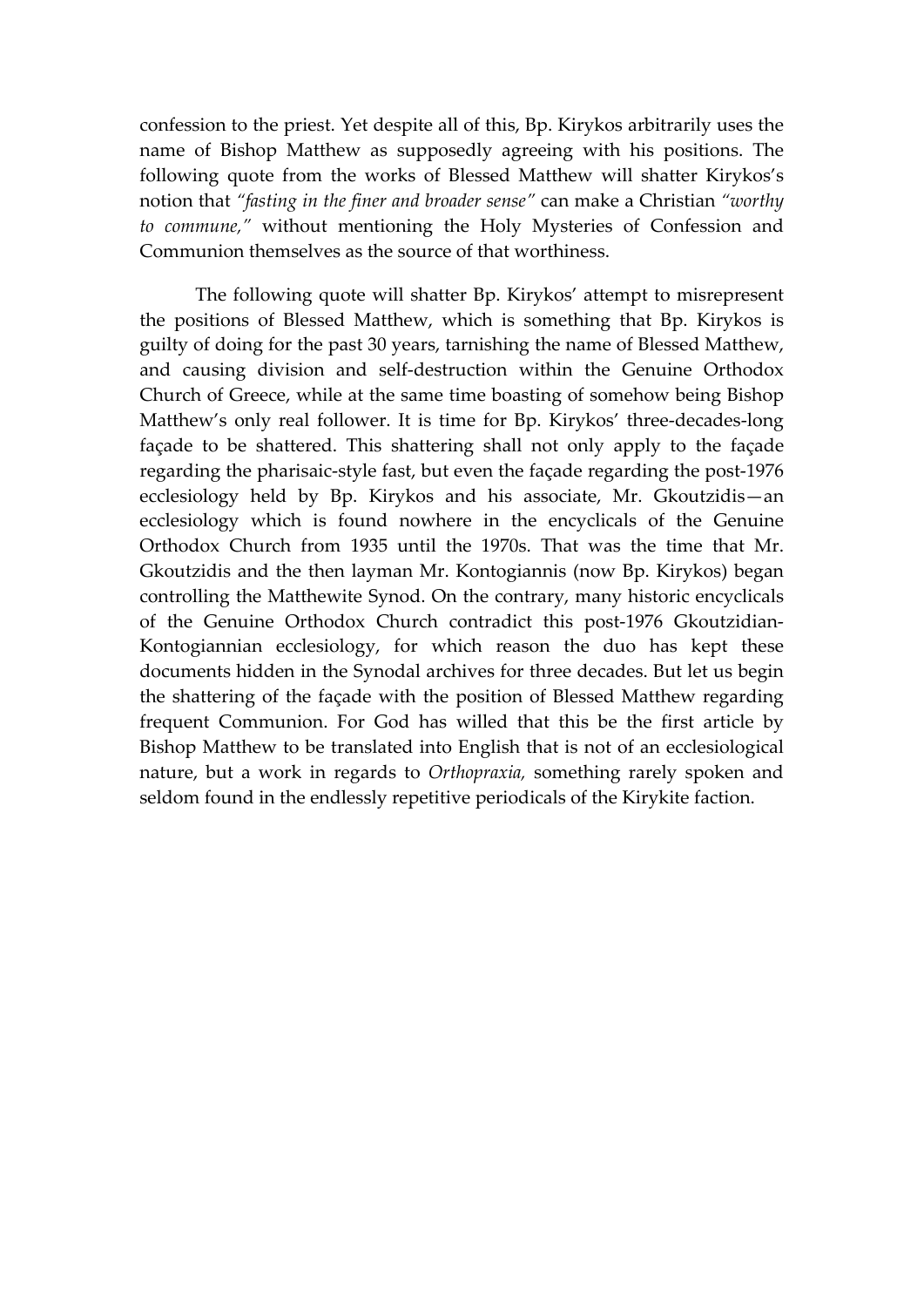confession to the priest. Yet despite all of this, Bp. Kirykos arbitrarily uses the name of Bishop Matthew as supposedly agreeing with his positions. The following quote from the works of Blessed Matthew will shatter Kirykos's notion that *"fasting in the finer and broader sense"* can make a Christian *"worthy to commune,"* without mentioning the Holy Mysteries of Confession and Communion themselves as the source of that worthiness.

The following quote will shatter Bp. Kirykos' attempt to misrepresent the positions of Blessed Matthew, which is something that Bp. Kirykos is guilty of doing for the past 30 years, tarnishing the name of Blessed Matthew, and causing division and self-destruction within the Genuine Orthodox Church of Greece, while at the same time boasting of somehow being Bishop Matthew's only real follower. It is time for Bp. Kirykos' three-decades-long façade to be shattered. This shattering shall not only apply to the façade regarding the pharisaic-style fast, but even the façade regarding the post-1976 ecclesiology held by Bp. Kirykos and his associate, Mr. Gkoutzidis—an ecclesiology which is found nowhere in the encyclicals of the Genuine Orthodox Church from 1935 until the 1970s. That was the time that Mr. Gkoutzidis and the then layman Mr. Kontogiannis (now Bp. Kirykos) began controlling the Matthewite Synod. On the contrary, many historic encyclicals of the Genuine Orthodox Church contradict this post-1976 Gkoutzidian-Kontogiannian ecclesiology, for which reason the duo has kept these documents hidden in the Synodal archives for three decades. But let us begin the shattering of the façade with the position of Blessed Matthew regarding frequent Communion. For God has willed that this be the first article by Bishop Matthew to be translated into English that is not of an ecclesiological nature, but a work in regards to *Orthopraxia,* something rarely spoken and seldom found in the endlessly repetitive periodicals of the Kirykite faction.